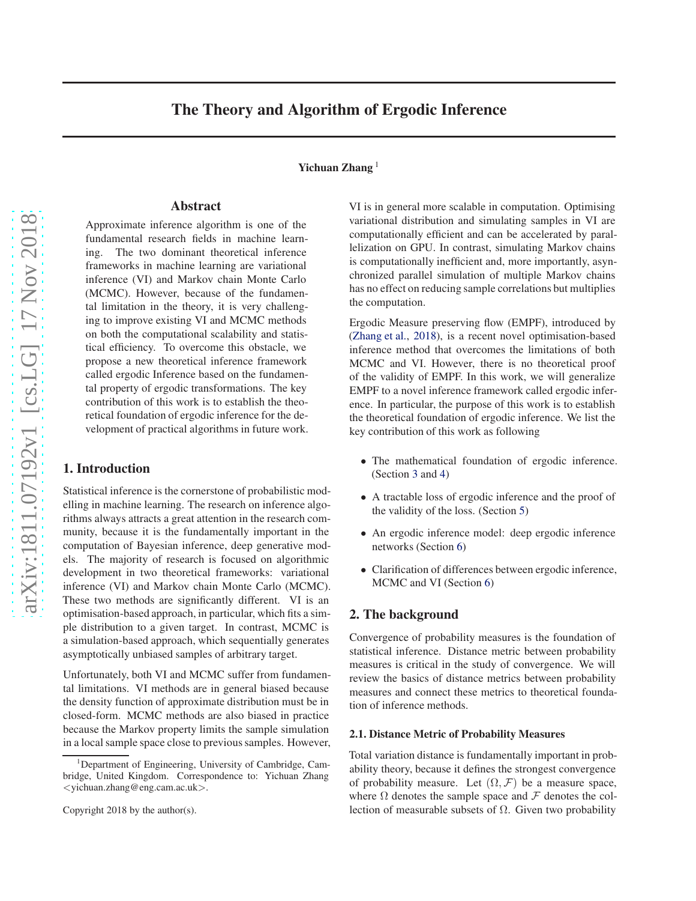# The Theory and Algorithm of Ergodic Inference

**Yichuan Zhang** [1]

## Abstract

Approximate inference algorithm is one of the fundamental research fields in machine learning. The two dominant theoretical inference frameworks in machine learning are variational inference (VI) and Markov chain Monte Carlo (MCMC). However, because of the fundamental limitation in the theory, it is very challenging to improve existing VI and MCMC methods on both the computational scalability and statistical efficiency. To overcome this obstacle, we propose a new theoretical inference framework called ergodic Inference based on the fundamental property of ergodic transformations. The key contribution of this work is to establish the theoretical foundation of ergodic inference for the development of practical algorithms in future work.

## 1. Introduction

Statistical inference is the cornerstone of probabilistic modelling in machine learning. The research on inference algorithms always attracts a great attention in the research community, because it is the fundamentally important in the computation of Bayesian inference, deep generative models. The majority of research is focused on algorithmic development in two theoretical frameworks: variational inference (VI) and Markov chain Monte Carlo (MCMC). These two methods are significantly different. VI is an optimisation-based approach, in particular, which fits a simple distribution to a given target. In contrast, MCMC is a simulation-based approach, which sequentially generates asymptotically unbiased samples of arbitrary target.

Unfortunately, both VI and MCMC suffer from fundamental limitations. VI methods are in general biased because the density function of approximate distribution must be in closed-form. MCMC methods are also biased in practice because the Markov property limits the sample simulation in a local sample space close to previous samples. However, VI is in general more scalable in computation. Optimising variational distribution and simulating samples in VI are computationally efficient and can be accelerated by parallelization on GPU. In contrast, simulating Markov chains is computationally inefficient and, more importantly, asynchronized parallel simulation of multiple Markov chains has no effect on reducing sample correlations but multiplies the computation.

Ergodic Measure preserving flow (EMPF), introduced by (Zhang et al., 2018), is a recent novel optimisation-based inference method that overcomes the limitations of both MCMC and VI. However, there is no theoretical proof of the validity of EMPF. In this work, we will generalize EMPF to a novel inference framework called ergodic inference. In particular, the purpose of this work is to establish the theoretical foundation of ergodic inference. We list the key contribution of this work as following

- The mathematical foundation of ergodic inference. (Section 3 and 4)
- A tractable loss of ergodic inference and the proof of the validity of the loss. (Section 5)
- An ergodic inference model: deep ergodic inference networks (Section 6)
- Clarification of differences between ergodic inference, MCMC and VI (Section 6)

## 2. The background

Convergence of probability measures is the foundation of statistical inference. Distance metric between probability measures is critical in the study of convergence. We will review the basics of distance metrics between probability measures and connect these metrics to theoretical foundation of inference methods.

### 2.1. Distance Metric of Probability Measures

Total variation distance is fundamentally important in probability theory, because it defines the strongest convergence of probability measure. Let $(\Omega, \mathcal{F})$ be a measure space, where $\Omega$ denotes the sample space and $\mathcal{F}$ denotes the collection of measurable subsets of $\Omega$. Given two probability

[1]Department of Engineering, University of Cambridge, Cambridge, United Kingdom. Correspondence to: Yichuan Zhang <yichuan.zhang@eng.cam.ac.uk>.

Copyright 2018 by the author(s).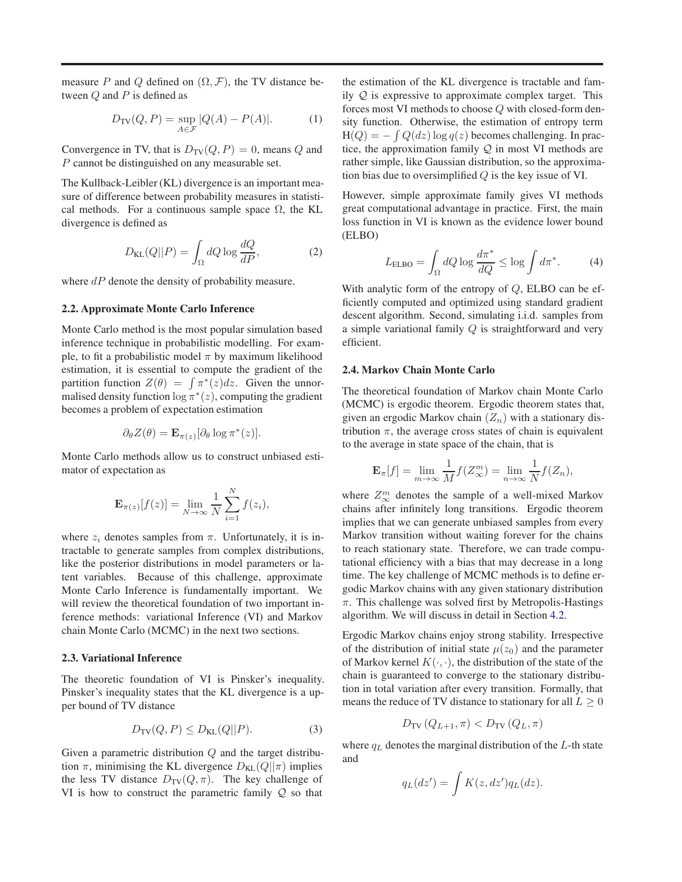measure $P$ and $Q$ defined on $(\Omega, \mathcal{F})$, the TV distance between $Q$ and $P$ is defined as

$$D_{\text{TV}}(Q, P) = \sup_{A \in \mathcal{F}} |Q(A) - P(A)|. \tag{1}$$

Convergence in TV, that is $D_{\text{TV}}(Q, P) = 0$, means $Q$ and $P$ cannot be distinguished on any measurable set.

The Kullback-Leibler (KL) divergence is an important measure of difference between probability measures in statistical methods. For a continuous sample space $\Omega$, the KL divergence is defined as

$$D_{\text{KL}}(Q||P) = \int_{\Omega} dQ \log \frac{dQ}{dP}, \tag{2}$$

where $dP$ denote the density of probability measure.

### 2.2. Approximate Monte Carlo Inference

Monte Carlo method is the most popular simulation based inference technique in probabilistic modelling. For example, to fit a probabilistic model $\pi$ by maximum likelihood estimation, it is essential to compute the gradient of the partition function $Z(\theta) = \int \pi^*(z)dz$. Given the unnormalised density function $\log \pi^*(z)$, computing the gradient becomes a problem of expectation estimation

$$\partial_\theta Z(\theta) = \mathbf{E}_{\pi(z)}[\partial_\theta \log \pi^*(z)].$$

Monte Carlo methods allow us to construct unbiased estimator of expectation as

$$\mathbf{E}_{\pi(z)}[f(z)] = \lim_{N \to \infty} \frac{1}{N} \sum_{i=1}^{N} f(z_i),$$

where $z_i$ denotes samples from $\pi$. Unfortunately, it is intractable to generate samples from complex distributions, like the posterior distributions in model parameters or latent variables. Because of this challenge, approximate Monte Carlo Inference is fundamentally important. We will review the theoretical foundation of two important inference methods: variational Inference (VI) and Markov chain Monte Carlo (MCMC) in the next two sections.

### 2.3. Variational Inference

The theoretic foundation of VI is Pinsker's inequality. Pinsker's inequality states that the KL divergence is a upper bound of TV distance

$$D_{\text{TV}}(Q, P) \leq D_{\text{KL}}(Q||P). \tag{3}$$

Given a parametric distribution $Q$ and the target distribution $\pi$, minimising the KL divergence $D_{\text{KL}}(Q||\pi)$ implies the less TV distance $D_{\text{TV}}(Q, \pi)$. The key challenge of VI is how to construct the parametric family $\mathcal{Q}$ so that the estimation of the KL divergence is tractable and family $\mathcal{Q}$ is expressive to approximate complex target. This forces most VI methods to choose $Q$ with closed-form density function. Otherwise, the estimation of entropy term $\text{H}(Q) = -\int Q(dz) \log q(z)$ becomes challenging. In practice, the approximation family $\mathcal{Q}$ in most VI methods are rather simple, like Gaussian distribution, so the approximation bias due to oversimplified $Q$ is the key issue of VI.

However, simple approximate family gives VI methods great computational advantage in practice. First, the main loss function in VI is known as the evidence lower bound (ELBO)

$$L_{\text{ELBO}} = \int_{\Omega} dQ \log \frac{d\pi^*}{dQ} \leq \log \int d\pi^*. \tag{4}$$

With analytic form of the entropy of $Q$, ELBO can be efficiently computed and optimized using standard gradient descent algorithm. Second, simulating i.i.d. samples from a simple variational family $Q$ is straightforward and very efficient.

### 2.4. Markov Chain Monte Carlo

The theoretical foundation of Markov chain Monte Carlo (MCMC) is ergodic theorem. Ergodic theorem states that, given an ergodic Markov chain $(Z_n)$ with a stationary distribution $\pi$, the average cross states of chain is equivalent to the average in state space of the chain, that is

$$\mathbf{E}_\pi[f] = \lim_{m \to \infty} \frac{1}{M} f(Z_\infty^m) = \lim_{n \to \infty} \frac{1}{N} f(Z_n),$$

where $Z_\infty^m$ denotes the sample of a well-mixed Markov chains after infinitely long transitions. Ergodic theorem implies that we can generate unbiased samples from every Markov transition without waiting forever for the chains to reach stationary state. Therefore, we can trade computational efficiency with a bias that may decrease in a long time. The key challenge of MCMC methods is to define ergodic Markov chains with any given stationary distribution $\pi$. This challenge was solved first by Metropolis-Hastings algorithm. We will discuss in detail in Section 4.2.

Ergodic Markov chains enjoy strong stability. Irrespective of the distribution of initial state $\mu(z_0)$ and the parameter of Markov kernel $K(\cdot, \cdot)$, the distribution of the state of the chain is guaranteed to converge to the stationary distribution in total variation after every transition. Formally, that means the reduce of TV distance to stationary for all $L \geq 0$

$$D_{\text{TV}}(Q_{L+1}, \pi) < D_{\text{TV}}(Q_L, \pi)$$

where $q_L$ denotes the marginal distribution of the $L$-th state and

$$q_L(dz') = \int K(z, dz') q_L(dz).$$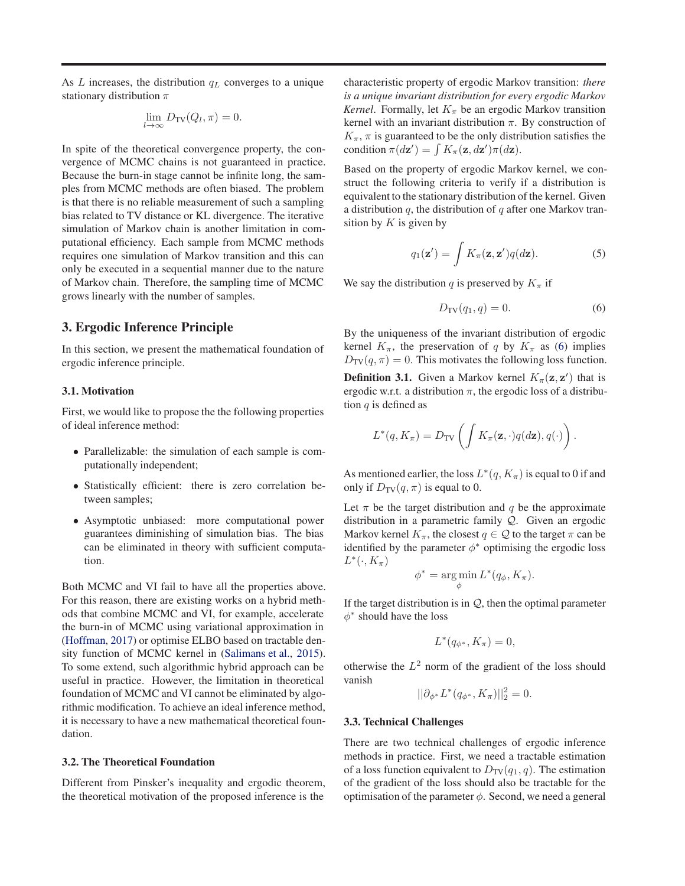As $L$ increases, the distribution $q_L$ converges to a unique stationary distribution $\pi$

$$\lim_{l \to \infty} D_{\text{TV}}(Q_l, \pi) = 0.$$

In spite of the theoretical convergence property, the convergence of MCMC chains is not guaranteed in practice. Because the burn-in stage cannot be infinite long, the samples from MCMC methods are often biased. The problem is that there is no reliable measurement of such a sampling bias related to TV distance or KL divergence. The iterative simulation of Markov chain is another limitation in computational efficiency. Each sample from MCMC methods requires one simulation of Markov transition and this can only be executed in a sequential manner due to the nature of Markov chain. Therefore, the sampling time of MCMC grows linearly with the number of samples.

## 3. Ergodic Inference Principle

In this section, we present the mathematical foundation of ergodic inference principle.

### 3.1. Motivation

First, we would like to propose the the following properties of ideal inference method:

- Parallelizable: the simulation of each sample is computationally independent;
- Statistically efficient: there is zero correlation between samples;
- Asymptotic unbiased: more computational power guarantees diminishing of simulation bias. The bias can be eliminated in theory with sufficient computation.

Both MCMC and VI fail to have all the properties above. For this reason, there are existing works on a hybrid methods that combine MCMC and VI, for example, accelerate the burn-in of MCMC using variational approximation in (Hoffman, 2017) or optimise ELBO based on tractable density function of MCMC kernel in (Salimans et al., 2015). To some extend, such algorithmic hybrid approach can be useful in practice. However, the limitation in theoretical foundation of MCMC and VI cannot be eliminated by algorithmic modification. To achieve an ideal inference method, it is necessary to have a new mathematical theoretical foundation.

### 3.2. The Theoretical Foundation

Different from Pinsker's inequality and ergodic theorem, the theoretical motivation of the proposed inference is the characteristic property of ergodic Markov transition: *there is a unique invariant distribution for every ergodic Markov Kernel*. Formally, let $K_\pi$ be an ergodic Markov transition kernel with an invariant distribution $\pi$. By construction of $K_\pi$, $\pi$ is guaranteed to be the only distribution satisfies the condition $\pi(d\mathbf{z}') = \int K_\pi(\mathbf{z}, d\mathbf{z}')\pi(d\mathbf{z})$.

Based on the property of ergodic Markov kernel, we construct the following criteria to verify if a distribution is equivalent to the stationary distribution of the kernel. Given a distribution $q$, the distribution of $q$ after one Markov transition by $K$ is given by

$$q_1(\mathbf{z}') = \int K_\pi(\mathbf{z}, \mathbf{z}')q(d\mathbf{z}). \tag{5}$$

We say the distribution $q$ is preserved by $K_\pi$ if

$$D_{\text{TV}}(q_1, q) = 0. \tag{6}$$

By the uniqueness of the invariant distribution of ergodic kernel $K_\pi$, the preservation of $q$ by $K_\pi$ as (6) implies $D_{\text{TV}}(q, \pi) = 0$. This motivates the following loss function.

**Definition 3.1.** Given a Markov kernel $K_\pi(\mathbf{z}, \mathbf{z}')$ that is ergodic w.r.t. a distribution $\pi$, the ergodic loss of a distribution $q$ is defined as

$$L^*(q, K_\pi) = D_{\text{TV}}\left(\int K_\pi(\mathbf{z}, \cdot)q(d\mathbf{z}), q(\cdot)\right).$$

As mentioned earlier, the loss $L^*(q, K_\pi)$ is equal to 0 if and only if $D_{\text{TV}}(q, \pi)$ is equal to 0.

Let $\pi$ be the target distribution and $q$ be the approximate distribution in a parametric family $\mathcal{Q}$. Given an ergodic Markov kernel $K_\pi$, the closest $q \in \mathcal{Q}$ to the target $\pi$ can be identified by the parameter $\phi^*$ optimising the ergodic loss $L^*(\cdot, K_\pi)$

$$\phi^* = \arg\min_\phi L^*(q_\phi, K_\pi).$$

If the target distribution is in $\mathcal{Q}$, then the optimal parameter $\phi^*$ should have the loss

$$L^*(q_{\phi^*}, K_\pi) = 0,$$

otherwise the $L^2$ norm of the gradient of the loss should vanish

$$||\partial_{\phi^*} L^*(q_{\phi^*}, K_\pi)||_2^2 = 0.$$

### 3.3. Technical Challenges

There are two technical challenges of ergodic inference methods in practice. First, we need a tractable estimation of a loss function equivalent to $D_{\text{TV}}(q_1, q)$. The estimation of the gradient of the loss should also be tractable for the optimisation of the parameter $\phi$. Second, we need a general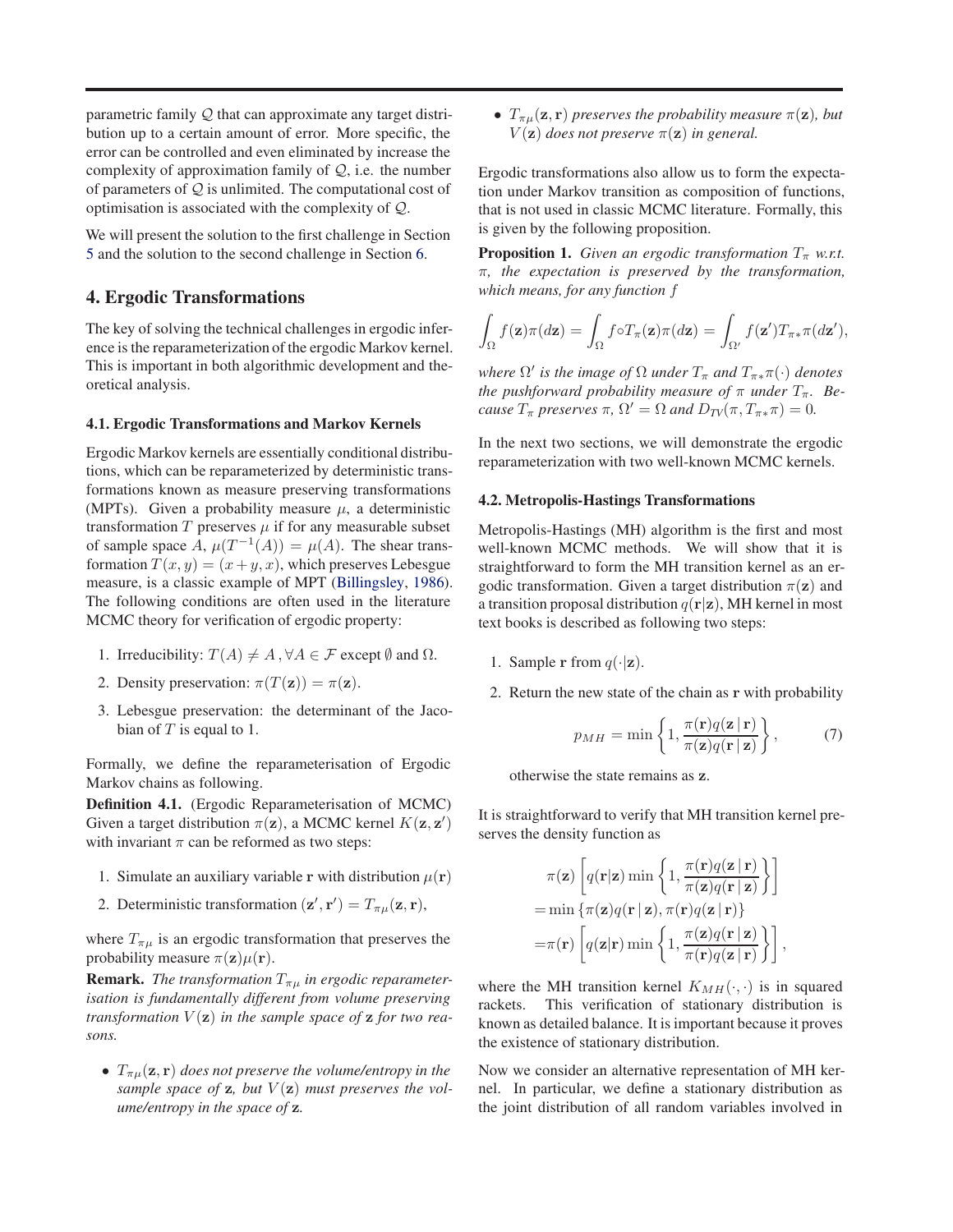parametric family $\mathcal{Q}$ that can approximate any target distribution up to a certain amount of error. More specific, the error can be controlled and even eliminated by increase the complexity of approximation family of $\mathcal{Q}$, i.e. the number of parameters of $\mathcal{Q}$ is unlimited. The computational cost of optimisation is associated with the complexity of $\mathcal{Q}$.

We will present the solution to the first challenge in Section 5 and the solution to the second challenge in Section 6.

## 4. Ergodic Transformations

The key of solving the technical challenges in ergodic inference is the reparameterization of the ergodic Markov kernel. This is important in both algorithmic development and theoretical analysis.

### 4.1. Ergodic Transformations and Markov Kernels

Ergodic Markov kernels are essentially conditional distributions, which can be reparameterized by deterministic transformations known as measure preserving transformations (MPTs). Given a probability measure $\mu$, a deterministic transformation $T$ preserves $\mu$ if for any measurable subset of sample space $A$, $\mu(T^{-1}(A)) = \mu(A)$. The shear transformation $T(x, y) = (x + y, x)$, which preserves Lebesgue measure, is a classic example of MPT (Billingsley, 1986). The following conditions are often used in the literature MCMC theory for verification of ergodic property:

1. Irreducibility: $T(A) \neq A, \forall A \in \mathcal{F}$ except $\emptyset$ and $\Omega$.
2. Density preservation: $\pi(T(\mathbf{z})) = \pi(\mathbf{z})$.
3. Lebesgue preservation: the determinant of the Jacobian of $T$ is equal to 1.

Formally, we define the reparameterisation of Ergodic Markov chains as following.

**Definition 4.1.** (Ergodic Reparameterisation of MCMC) Given a target distribution $\pi(\mathbf{z})$, a MCMC kernel $K(\mathbf{z}, \mathbf{z}')$ with invariant $\pi$ can be reformed as two steps:

1. Simulate an auxiliary variable $\mathbf{r}$ with distribution $\mu(\mathbf{r})$
2. Deterministic transformation $(\mathbf{z}', \mathbf{r}') = T_{\pi\mu}(\mathbf{z}, \mathbf{r})$,

where $T_{\pi\mu}$ is an ergodic transformation that preserves the probability measure $\pi(\mathbf{z})\mu(\mathbf{r})$.

**Remark.** *The transformation $T_{\pi\mu}$ in ergodic reparameterisation is fundamentally different from volume preserving transformation $V(\mathbf{z})$ in the sample space of $\mathbf{z}$ for two reasons.*

- *$T_{\pi\mu}(\mathbf{z}, \mathbf{r})$ does not preserve the volume/entropy in the sample space of $\mathbf{z}$, but $V(\mathbf{z})$ must preserves the volume/entropy in the space of $\mathbf{z}$.*
- *$T_{\pi\mu}(\mathbf{z}, \mathbf{r})$ preserves the probability measure $\pi(\mathbf{z})$, but $V(\mathbf{z})$ does not preserve $\pi(\mathbf{z})$ in general.*

Ergodic transformations also allow us to form the expectation under Markov transition as composition of functions, that is not used in classic MCMC literature. Formally, this is given by the following proposition.

**Proposition 1.** *Given an ergodic transformation $T_\pi$ w.r.t. $\pi$, the expectation is preserved by the transformation, which means, for any function $f$*

$$\int_\Omega f(\mathbf{z})\pi(d\mathbf{z}) = \int_\Omega f \circ T_\pi(\mathbf{z})\pi(d\mathbf{z}) = \int_{\Omega'} f(\mathbf{z}')T_{\pi*}\pi(d\mathbf{z}'),$$

*where $\Omega'$ is the image of $\Omega$ under $T_\pi$ and $T_{\pi*}\pi(\cdot)$ denotes the pushforward probability measure of $\pi$ under $T_\pi$. Because $T_\pi$ preserves $\pi$, $\Omega' = \Omega$ and $D_{TV}(\pi, T_{\pi*}\pi) = 0$.*

In the next two sections, we will demonstrate the ergodic reparameterization with two well-known MCMC kernels.

### 4.2. Metropolis-Hastings Transformations

Metropolis-Hastings (MH) algorithm is the first and most well-known MCMC methods. We will show that it is straightforward to form the MH transition kernel as an ergodic transformation. Given a target distribution $\pi(\mathbf{z})$ and a transition proposal distribution $q(\mathbf{r}|\mathbf{z})$, MH kernel in most text books is described as following two steps:

1. Sample $\mathbf{r}$ from $q(\cdot|\mathbf{z})$.
2. Return the new state of the chain as $\mathbf{r}$ with probability

$$p_{MH} = \min\left\{1, \frac{\pi(\mathbf{r})q(\mathbf{z}\,|\,\mathbf{r})}{\pi(\mathbf{z})q(\mathbf{r}\,|\,\mathbf{z})}\right\}, \tag{7}$$

otherwise the state remains as $\mathbf{z}$.

It is straightforward to verify that MH transition kernel preserves the density function as

$$\begin{aligned}
&\pi(\mathbf{z})\left[q(\mathbf{r}|\mathbf{z})\min\left\{1, \frac{\pi(\mathbf{r})q(\mathbf{z}\,|\,\mathbf{r})}{\pi(\mathbf{z})q(\mathbf{r}\,|\,\mathbf{z})}\right\}\right] \\
=&\min\left\{\pi(\mathbf{z})q(\mathbf{r}\,|\,\mathbf{z}), \pi(\mathbf{r})q(\mathbf{z}\,|\,\mathbf{r})\right\} \\
=&\pi(\mathbf{r})\left[q(\mathbf{z}|\mathbf{r})\min\left\{1, \frac{\pi(\mathbf{z})q(\mathbf{r}\,|\,\mathbf{z})}{\pi(\mathbf{r})q(\mathbf{z}\,|\,\mathbf{r})}\right\}\right],
\end{aligned}$$

where the MH transition kernel $K_{MH}(\cdot, \cdot)$ is in squared rackets. This verification of stationary distribution is known as detailed balance. It is important because it proves the existence of stationary distribution.

Now we consider an alternative representation of MH kernel. In particular, we define a stationary distribution as the joint distribution of all random variables involved in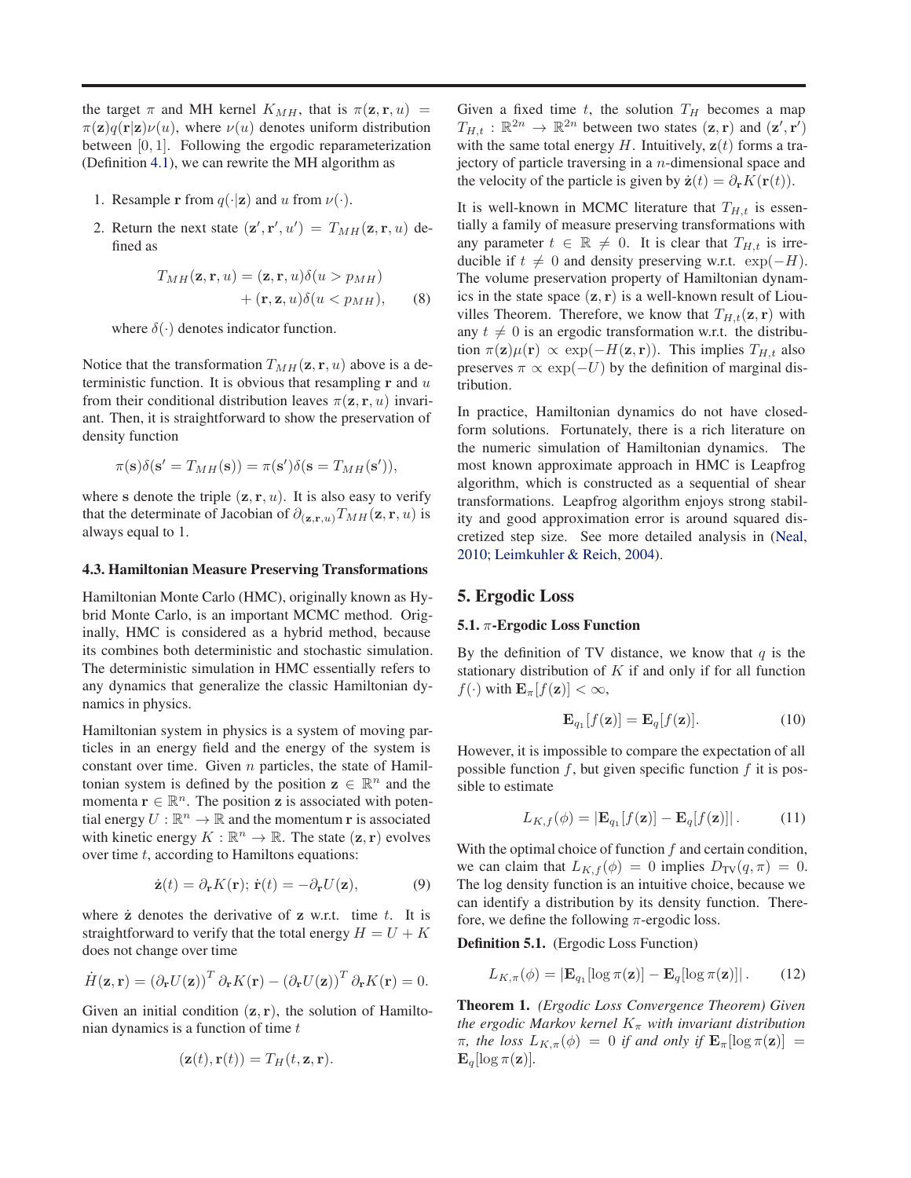the target $\pi$ and MH kernel $K_{MH}$, that is $\pi(\mathbf{z}, \mathbf{r}, u) = \pi(\mathbf{z})q(\mathbf{r}|\mathbf{z})\nu(u)$, where $\nu(u)$ denotes uniform distribution between $[0, 1]$. Following the ergodic reparameterization (Definition 4.1), we can rewrite the MH algorithm as

1. Resample $\mathbf{r}$ from $q(\cdot|\mathbf{z})$ and $u$ from $\nu(\cdot)$.
2. Return the next state $(\mathbf{z}', \mathbf{r}', u') = T_{MH}(\mathbf{z}, \mathbf{r}, u)$ defined as

$$T_{MH}(\mathbf{z}, \mathbf{r}, u) = (\mathbf{z}, \mathbf{r}, u)\delta(u > p_{MH}) + (\mathbf{r}, \mathbf{z}, u)\delta(u < p_{MH}), \qquad (8)$$

where $\delta(\cdot)$ denotes indicator function.

Notice that the transformation $T_{MH}(\mathbf{z}, \mathbf{r}, u)$ above is a deterministic function. It is obvious that resampling $\mathbf{r}$ and $u$ from their conditional distribution leaves $\pi(\mathbf{z}, \mathbf{r}, u)$ invariant. Then, it is straightforward to show the preservation of density function

$$\pi(\mathbf{s})\delta(\mathbf{s}' = T_{MH}(\mathbf{s})) = \pi(\mathbf{s}')\delta(\mathbf{s} = T_{MH}(\mathbf{s}')),$$

where $\mathbf{s}$ denote the triple $(\mathbf{z}, \mathbf{r}, u)$. It is also easy to verify that the determinate of Jacobian of $\partial_{(\mathbf{z},\mathbf{r},u)}T_{MH}(\mathbf{z}, \mathbf{r}, u)$ is always equal to 1.

### 4.3. Hamiltonian Measure Preserving Transformations

Hamiltonian Monte Carlo (HMC), originally known as Hybrid Monte Carlo, is an important MCMC method. Originally, HMC is considered as a hybrid method, because its combines both deterministic and stochastic simulation. The deterministic simulation in HMC essentially refers to any dynamics that generalize the classic Hamiltonian dynamics in physics.

Hamiltonian system in physics is a system of moving particles in an energy field and the energy of the system is constant over time. Given $n$ particles, the state of Hamiltonian system is defined by the position $\mathbf{z} \in \mathbb{R}^n$ and the momenta $\mathbf{r} \in \mathbb{R}^n$. The position $\mathbf{z}$ is associated with potential energy $U : \mathbb{R}^n \to \mathbb{R}$ and the momentum $\mathbf{r}$ is associated with kinetic energy $K : \mathbb{R}^n \to \mathbb{R}$. The state $(\mathbf{z}, \mathbf{r})$ evolves over time $t$, according to Hamiltons equations:

$$\dot{\mathbf{z}}(t) = \partial_{\mathbf{r}}K(\mathbf{r}); \, \dot{\mathbf{r}}(t) = -\partial_{\mathbf{r}}U(\mathbf{z}), \qquad (9)$$

where $\dot{\mathbf{z}}$ denotes the derivative of $\mathbf{z}$ w.r.t. time $t$. It is straightforward to verify that the total energy $H = U + K$ does not change over time

$$\dot{H}(\mathbf{z}, \mathbf{r}) = \left(\partial_{\mathbf{r}}U(\mathbf{z})\right)^T \partial_{\mathbf{r}}K(\mathbf{r}) - \left(\partial_{\mathbf{r}}U(\mathbf{z})\right)^T \partial_{\mathbf{r}}K(\mathbf{r}) = 0.$$

Given an initial condition $(\mathbf{z}, \mathbf{r})$, the solution of Hamiltonian dynamics is a function of time $t$

$$(\mathbf{z}(t), \mathbf{r}(t)) = T_H(t, \mathbf{z}, \mathbf{r}).$$

Given a fixed time $t$, the solution $T_H$ becomes a map $T_{H,t} : \mathbb{R}^{2n} \to \mathbb{R}^{2n}$ between two states $(\mathbf{z}, \mathbf{r})$ and $(\mathbf{z}', \mathbf{r}')$ with the same total energy $H$. Intuitively, $\mathbf{z}(t)$ forms a trajectory of particle traversing in a $n$-dimensional space and the velocity of the particle is given by $\dot{\mathbf{z}}(t) = \partial_{\mathbf{r}}K(\mathbf{r}(t))$.

It is well-known in MCMC literature that $T_{H,t}$ is essentially a family of measure preserving transformations with any parameter $t \in \mathbb{R} \neq 0$. It is clear that $T_{H,t}$ is irreducible if $t \neq 0$ and density preserving w.r.t. $\exp(-H)$. The volume preservation property of Hamiltonian dynamics in the state space $(\mathbf{z}, \mathbf{r})$ is a well-known result of Liouvilles Theorem. Therefore, we know that $T_{H,t}(\mathbf{z}, \mathbf{r})$ with any $t \neq 0$ is an ergodic transformation w.r.t. the distribution $\pi(\mathbf{z})\mu(\mathbf{r}) \propto \exp(-H(\mathbf{z}, \mathbf{r}))$. This implies $T_{H,t}$ also preserves $\pi \propto \exp(-U)$ by the definition of marginal distribution.

In practice, Hamiltonian dynamics do not have closed-form solutions. Fortunately, there is a rich literature on the numeric simulation of Hamiltonian dynamics. The most known approximate approach in HMC is Leapfrog algorithm, which is constructed as a sequential of shear transformations. Leapfrog algorithm enjoys strong stability and good approximation error is around squared discretized step size. See more detailed analysis in (Neal, 2010; Leimkuhler & Reich, 2004).

## 5. Ergodic Loss

### 5.1. $\pi$-Ergodic Loss Function

By the definition of TV distance, we know that $q$ is the stationary distribution of $K$ if and only if for all function $f(\cdot)$ with $\mathbf{E}_{\pi}[f(\mathbf{z})] < \infty$,

$$\mathbf{E}_{q_1}[f(\mathbf{z})] = \mathbf{E}_{q}[f(\mathbf{z})]. \qquad (10)$$

However, it is impossible to compare the expectation of all possible function $f$, but given specific function $f$ it is possible to estimate

$$L_{K,f}(\phi) = \left|\mathbf{E}_{q_1}[f(\mathbf{z})] - \mathbf{E}_{q}[f(\mathbf{z})]\right|. \qquad (11)$$

With the optimal choice of function $f$ and certain condition, we can claim that $L_{K,f}(\phi) = 0$ implies $D_{\text{TV}}(q, \pi) = 0$. The log density function is an intuitive choice, because we can identify a distribution by its density function. Therefore, we define the following $\pi$-ergodic loss.

**Definition 5.1.** (Ergodic Loss Function)

$$L_{K,\pi}(\phi) = \left|\mathbf{E}_{q_1}[\log \pi(\mathbf{z})] - \mathbf{E}_{q}[\log \pi(\mathbf{z})]\right|. \qquad (12)$$

**Theorem 1.** *(Ergodic Loss Convergence Theorem) Given the ergodic Markov kernel $K_{\pi}$ with invariant distribution $\pi$, the loss $L_{K,\pi}(\phi) = 0$ if and only if $\mathbf{E}_{\pi}[\log \pi(\mathbf{z})] = \mathbf{E}_{q}[\log \pi(\mathbf{z})]$.*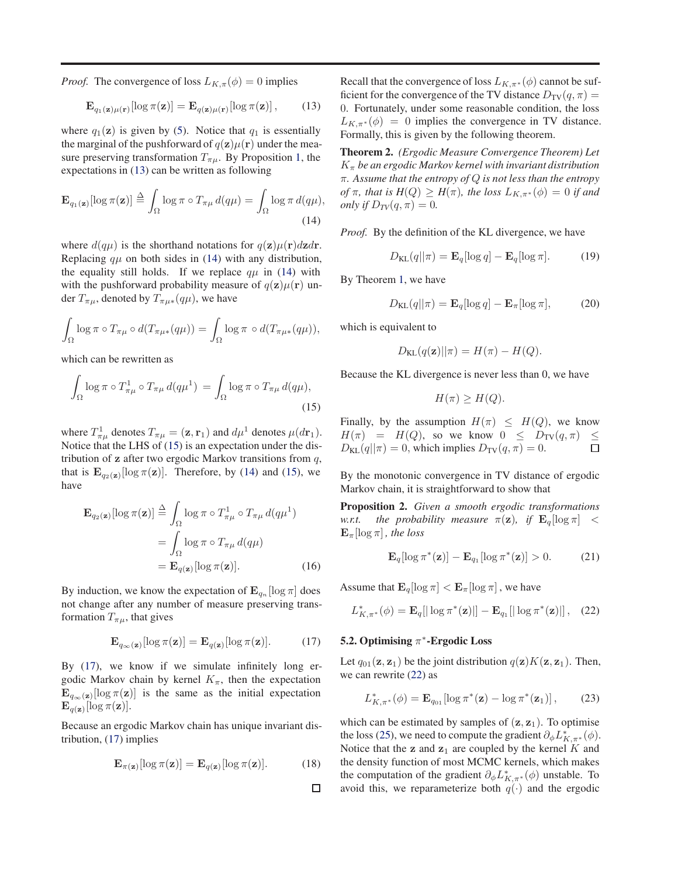*Proof.* The convergence of loss $L_{K,\pi}(\phi) = 0$ implies

$$\mathbf{E}_{q_1(\mathbf{z})\mu(\mathbf{r})}[\log \pi(\mathbf{z})] = \mathbf{E}_{q(\mathbf{z})\mu(\mathbf{r})}[\log \pi(\mathbf{z})] \,, \tag{13}$$

where $q_1(\mathbf{z})$ is given by (5). Notice that $q_1$ is essentially the marginal of the pushforward of $q(\mathbf{z})\mu(\mathbf{r})$ under the measure preserving transformation $T_{\pi\mu}$. By Proposition 1, the expectations in (13) can be written as following

$$\mathbf{E}_{q_1(\mathbf{z})}[\log \pi(\mathbf{z})] \triangleq \int_\Omega \log \pi \circ T_{\pi\mu}\, d(q\mu) = \int_\Omega \log \pi \, d(q\mu), \tag{14}$$

where $d(q\mu)$ is the shorthand notations for $q(\mathbf{z})\mu(\mathbf{r})d\mathbf{z}d\mathbf{r}$. Replacing $q\mu$ on both sides in (14) with any distribution, the equality still holds. If we replace $q\mu$ in (14) with with the pushforward probability measure of $q(\mathbf{z})\mu(\mathbf{r})$ under $T_{\pi\mu}$, denoted by $T_{\pi\mu*}(q\mu)$, we have

$$\int_\Omega \log \pi \circ T_{\pi\mu} \circ d(T_{\pi\mu*}(q\mu)) = \int_\Omega \log \pi \circ d(T_{\pi\mu*}(q\mu)),$$

which can be rewritten as

$$\int_\Omega \log \pi \circ T^1_{\pi\mu} \circ T_{\pi\mu}\, d(q\mu^1) = \int_\Omega \log \pi \circ T_{\pi\mu}\, d(q\mu), \tag{15}$$

where $T^1_{\pi\mu}$ denotes $T_{\pi\mu} = (\mathbf{z}, \mathbf{r}_1)$ and $d\mu^1$ denotes $\mu(d\mathbf{r}_1)$. Notice that the LHS of (15) is an expectation under the distribution of $\mathbf{z}$ after two ergodic Markov transitions from $q$, that is $\mathbf{E}_{q_2(\mathbf{z})}[\log \pi(\mathbf{z})]$. Therefore, by (14) and (15), we have

$$\begin{aligned} \mathbf{E}_{q_2(\mathbf{z})}[\log \pi(\mathbf{z})] &\triangleq \int_\Omega \log \pi \circ T^1_{\pi\mu} \circ T_{\pi\mu}\, d(q\mu^1) \\ &= \int_\Omega \log \pi \circ T_{\pi\mu}\, d(q\mu) \\ &= \mathbf{E}_{q(\mathbf{z})}[\log \pi(\mathbf{z})]. \end{aligned} \tag{16}$$

By induction, we know the expectation of $\mathbf{E}_{q_n}[\log \pi]$ does not change after any number of measure preserving transformation $T_{\pi\mu}$, that gives

$$\mathbf{E}_{q_\infty(\mathbf{z})}[\log \pi(\mathbf{z})] = \mathbf{E}_{q(\mathbf{z})}[\log \pi(\mathbf{z})]. \tag{17}$$

By (17), we know if we simulate infinitely long ergodic Markov chain by kernel $K_\pi$, then the expectation $\mathbf{E}_{q_\infty(\mathbf{z})}[\log \pi(\mathbf{z})]$ is the same as the initial expectation $\mathbf{E}_{q(\mathbf{z})}[\log \pi(\mathbf{z})]$.

Because an ergodic Markov chain has unique invariant distribution, (17) implies

$$\mathbf{E}_{\pi(\mathbf{z})}[\log \pi(\mathbf{z})] = \mathbf{E}_{q(\mathbf{z})}[\log \pi(\mathbf{z})]. \tag{18}$$

□

Recall that the convergence of loss $L_{K,\pi^*}(\phi)$ cannot be sufficient for the convergence of the TV distance $D_{\text{TV}}(q, \pi) = 0$. Fortunately, under some reasonable condition, the loss $L_{K,\pi^*}(\phi) = 0$ implies the convergence in TV distance. Formally, this is given by the following theorem.

**Theorem 2.** *(Ergodic Measure Convergence Theorem) Let $K_\pi$ be an ergodic Markov kernel with invariant distribution $\pi$. Assume that the entropy of $Q$ is not less than the entropy of $\pi$, that is $H(Q) \geq H(\pi)$, the loss $L_{K,\pi^*}(\phi) = 0$ if and only if $D_{\text{TV}}(q, \pi) = 0$.*

*Proof.* By the definition of the KL divergence, we have

$$D_{\text{KL}}(q||\pi) = \mathbf{E}_q[\log q] - \mathbf{E}_q[\log \pi]. \tag{19}$$

By Theorem 1, we have

$$D_{\text{KL}}(q||\pi) = \mathbf{E}_q[\log q] - \mathbf{E}_\pi[\log \pi], \tag{20}$$

which is equivalent to

$$D_{\text{KL}}(q(\mathbf{z})||\pi) = H(\pi) - H(Q).$$

Because the KL divergence is never less than 0, we have

$$H(\pi) \geq H(Q).$$

Finally, by the assumption $H(\pi) \leq H(Q)$, we know $H(\pi) = H(Q)$, so we know $0 \leq D_{\text{TV}}(q, \pi) \leq D_{\text{KL}}(q||\pi) = 0$, which implies $D_{\text{TV}}(q, \pi) = 0$. □

By the monotonic convergence in TV distance of ergodic Markov chain, it is straightforward to show that

**Proposition 2.** *Given a smooth ergodic transformations w.r.t. the probability measure $\pi(\mathbf{z})$, if $\mathbf{E}_q[\log \pi] < \mathbf{E}_\pi[\log \pi]$, the loss*

$$\mathbf{E}_q[\log \pi^*(\mathbf{z})] - \mathbf{E}_{q_1}[\log \pi^*(\mathbf{z})] > 0. \tag{21}$$

Assume that $\mathbf{E}_q[\log \pi] < \mathbf{E}_\pi[\log \pi]$, we have

$$L^*_{K,\pi^*}(\phi) = \mathbf{E}_q[|\log \pi^*(\mathbf{z})|] - \mathbf{E}_{q_1}[|\log \pi^*(\mathbf{z})|] \,, \tag{22}$$

## 5.2. Optimising $\pi^*$-Ergodic Loss

Let $q_{01}(\mathbf{z}, \mathbf{z}_1)$ be the joint distribution $q(\mathbf{z})K(\mathbf{z}, \mathbf{z}_1)$. Then, we can rewrite (22) as

$$L^*_{K,\pi^*}(\phi) = \mathbf{E}_{q_{01}}[\log \pi^*(\mathbf{z}) - \log \pi^*(\mathbf{z}_1)] \,, \tag{23}$$

which can be estimated by samples of $(\mathbf{z}, \mathbf{z}_1)$. To optimise the loss (25), we need to compute the gradient $\partial_\phi L^*_{K,\pi^*}(\phi)$. Notice that the $\mathbf{z}$ and $\mathbf{z}_1$ are coupled by the kernel $K$ and the density function of most MCMC kernels, which makes the computation of the gradient $\partial_\phi L^*_{K,\pi^*}(\phi)$ unstable. To avoid this, we reparameterize both $q(\cdot)$ and the ergodic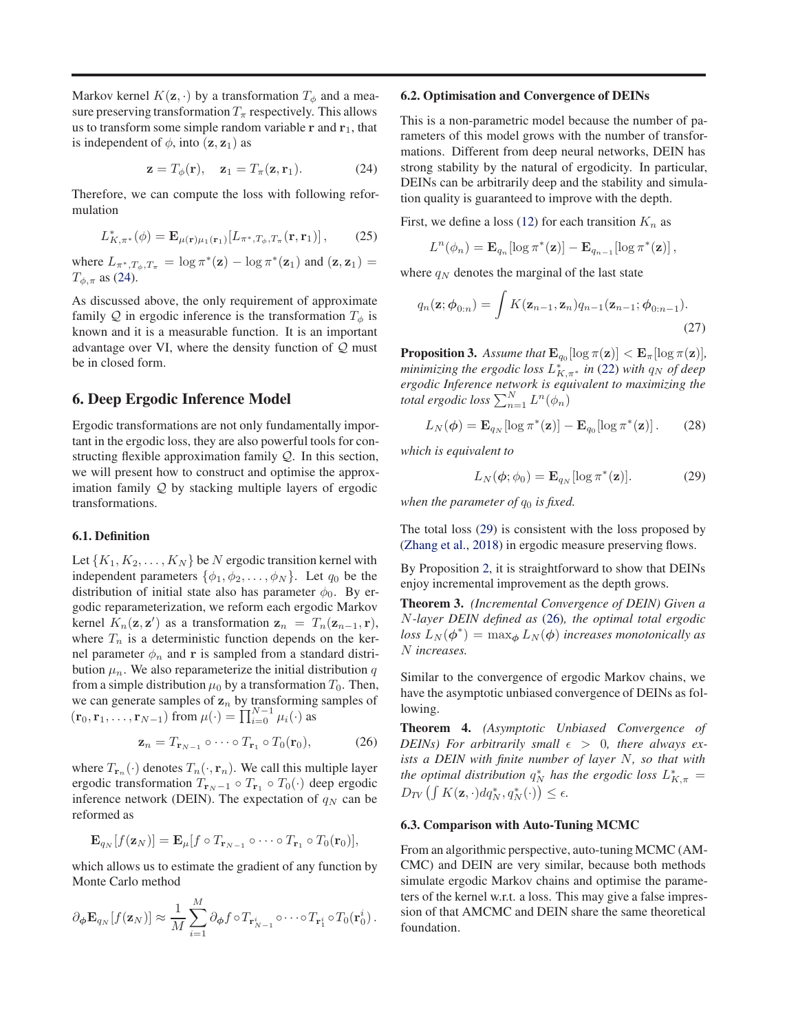Markov kernel $K(\mathbf{z}, \cdot)$ by a transformation $T_\phi$ and a measure preserving transformation $T_\pi$ respectively. This allows us to transform some simple random variable $\mathbf{r}$ and $\mathbf{r}_1$, that is independent of $\phi$, into $(\mathbf{z}, \mathbf{z}_1)$ as

$$\mathbf{z} = T_\phi(\mathbf{r}), \quad \mathbf{z}_1 = T_\pi(\mathbf{z}, \mathbf{r}_1). \tag{24}$$

Therefore, we can compute the loss with following reformulation

$$L^*_{K,\pi^*}(\phi) = \mathbf{E}_{\mu(\mathbf{r})\mu_1(\mathbf{r}_1)}[L_{\pi^*,T_\phi,T_\pi}(\mathbf{r}, \mathbf{r}_1)], \tag{25}$$

where $L_{\pi^*,T_\phi,T_\pi} = \log \pi^*(\mathbf{z}) - \log \pi^*(\mathbf{z}_1)$ and $(\mathbf{z}, \mathbf{z}_1) = T_{\phi,\pi}$ as (24).

As discussed above, the only requirement of approximate family $\mathcal{Q}$ in ergodic inference is the transformation $T_\phi$ is known and it is a measurable function. It is an important advantage over VI, where the density function of $\mathcal{Q}$ must be in closed form.

## 6. Deep Ergodic Inference Model

Ergodic transformations are not only fundamentally important in the ergodic loss, they are also powerful tools for constructing flexible approximation family $\mathcal{Q}$. In this section, we will present how to construct and optimise the approximation family $\mathcal{Q}$ by stacking multiple layers of ergodic transformations.

### 6.1. Definition

Let $\{K_1, K_2, \ldots, K_N\}$ be $N$ ergodic transition kernel with independent parameters $\{\phi_1, \phi_2, \ldots, \phi_N\}$. Let $q_0$ be the distribution of initial state also has parameter $\phi_0$. By ergodic reparameterization, we reform each ergodic Markov kernel $K_n(\mathbf{z}, \mathbf{z}')$ as a transformation $\mathbf{z}_n = T_n(\mathbf{z}_{n-1}, \mathbf{r})$, where $T_n$ is a deterministic function depends on the kernel parameter $\phi_n$ and $\mathbf{r}$ is sampled from a standard distribution $\mu_n$. We also reparameterize the initial distribution $q$ from a simple distribution $\mu_0$ by a transformation $T_0$. Then, we can generate samples of $\mathbf{z}_n$ by transforming samples of $(\mathbf{r}_0, \mathbf{r}_1, \ldots, \mathbf{r}_{N-1})$ from $\mu(\cdot) = \prod_{i=0}^{N-1} \mu_i(\cdot)$ as

$$\mathbf{z}_n = T_{\mathbf{r}_{N-1}} \circ \cdots \circ T_{\mathbf{r}_1} \circ T_0(\mathbf{r}_0), \tag{26}$$

where $T_{\mathbf{r}_n}(\cdot)$ denotes $T_n(\cdot, \mathbf{r}_n)$. We call this multiple layer ergodic transformation $T_{\mathbf{r}_{N-1}} \circ T_{\mathbf{r}_1} \circ T_0(\cdot)$ deep ergodic inference network (DEIN). The expectation of $q_N$ can be reformed as

$$\mathbf{E}_{q_N}[f(\mathbf{z}_N)] = \mathbf{E}_\mu[f \circ T_{\mathbf{r}_{N-1}} \circ \cdots \circ T_{\mathbf{r}_1} \circ T_0(\mathbf{r}_0)],$$

which allows us to estimate the gradient of any function by Monte Carlo method

$$\partial_{\boldsymbol{\phi}} \mathbf{E}_{q_N}[f(\mathbf{z}_N)] \approx \frac{1}{M} \sum_{i=1}^{M} \partial_{\boldsymbol{\phi}} f \circ T_{\mathbf{r}^i_{N-1}} \circ \cdots \circ T_{\mathbf{r}^i_1} \circ T_0(\mathbf{r}^i_0).$$

### 6.2. Optimisation and Convergence of DEINs

This is a non-parametric model because the number of parameters of this model grows with the number of transformations. Different from deep neural networks, DEIN has strong stability by the natural of ergodicity. In particular, DEINs can be arbitrarily deep and the stability and simulation quality is guaranteed to improve with the depth.

First, we define a loss (12) for each transition $K_n$ as

$$L^n(\phi_n) = \mathbf{E}_{q_n}[\log \pi^*(\mathbf{z})] - \mathbf{E}_{q_{n-1}}[\log \pi^*(\mathbf{z})],$$

where $q_N$ denotes the marginal of the last state

$$q_n(\mathbf{z}; \phi_{0:n}) = \int K(\mathbf{z}_{n-1}, \mathbf{z}_n) q_{n-1}(\mathbf{z}_{n-1}; \phi_{0:n-1}). \tag{27}$$

**Proposition 3.** *Assume that $\mathbf{E}_{q_0}[\log \pi(\mathbf{z})] < \mathbf{E}_\pi[\log \pi(\mathbf{z})]$, minimizing the ergodic loss $L^*_{K,\pi^*}$ in (22) with $q_N$ of deep ergodic Inference network is equivalent to maximizing the total ergodic loss $\sum_{n=1}^{N} L^n(\phi_n)$*

$$L_N(\boldsymbol{\phi}) = \mathbf{E}_{q_N}[\log \pi^*(\mathbf{z})] - \mathbf{E}_{q_0}[\log \pi^*(\mathbf{z})]. \tag{28}$$

*which is equivalent to*

$$L_N(\boldsymbol{\phi}; \phi_0) = \mathbf{E}_{q_N}[\log \pi^*(\mathbf{z})]. \tag{29}$$

*when the parameter of $q_0$ is fixed.*

The total loss (29) is consistent with the loss proposed by (Zhang et al., 2018) in ergodic measure preserving flows.

By Proposition 2, it is straightforward to show that DEINs enjoy incremental improvement as the depth grows.

**Theorem 3.** *(Incremental Convergence of DEIN) Given a $N$-layer DEIN defined as (26), the optimal total ergodic loss $L_N(\boldsymbol{\phi}^*) = \max_{\boldsymbol{\phi}} L_N(\boldsymbol{\phi})$ increases monotonically as $N$ increases.*

Similar to the convergence of ergodic Markov chains, we have the asymptotic unbiased convergence of DEINs as following.

**Theorem 4.** *(Asymptotic Unbiased Convergence of DEINs) For arbitrarily small $\epsilon > 0$, there always exists a DEIN with finite number of layer $N$, so that with the optimal distribution $q^*_N$ has the ergodic loss $L^*_{K,\pi} = D_{TV}\left(\int K(\mathbf{z}, \cdot) dq^*_N, q^*_N(\cdot)\right) \leq \epsilon$.*

### 6.3. Comparison with Auto-Tuning MCMC

From an algorithmic perspective, auto-tuning MCMC (AMCMC) and DEIN are very similar, because both methods simulate ergodic Markov chains and optimise the parameters of the kernel w.r.t. a loss. This may give a false impression of that AMCMC and DEIN share the same theoretical foundation.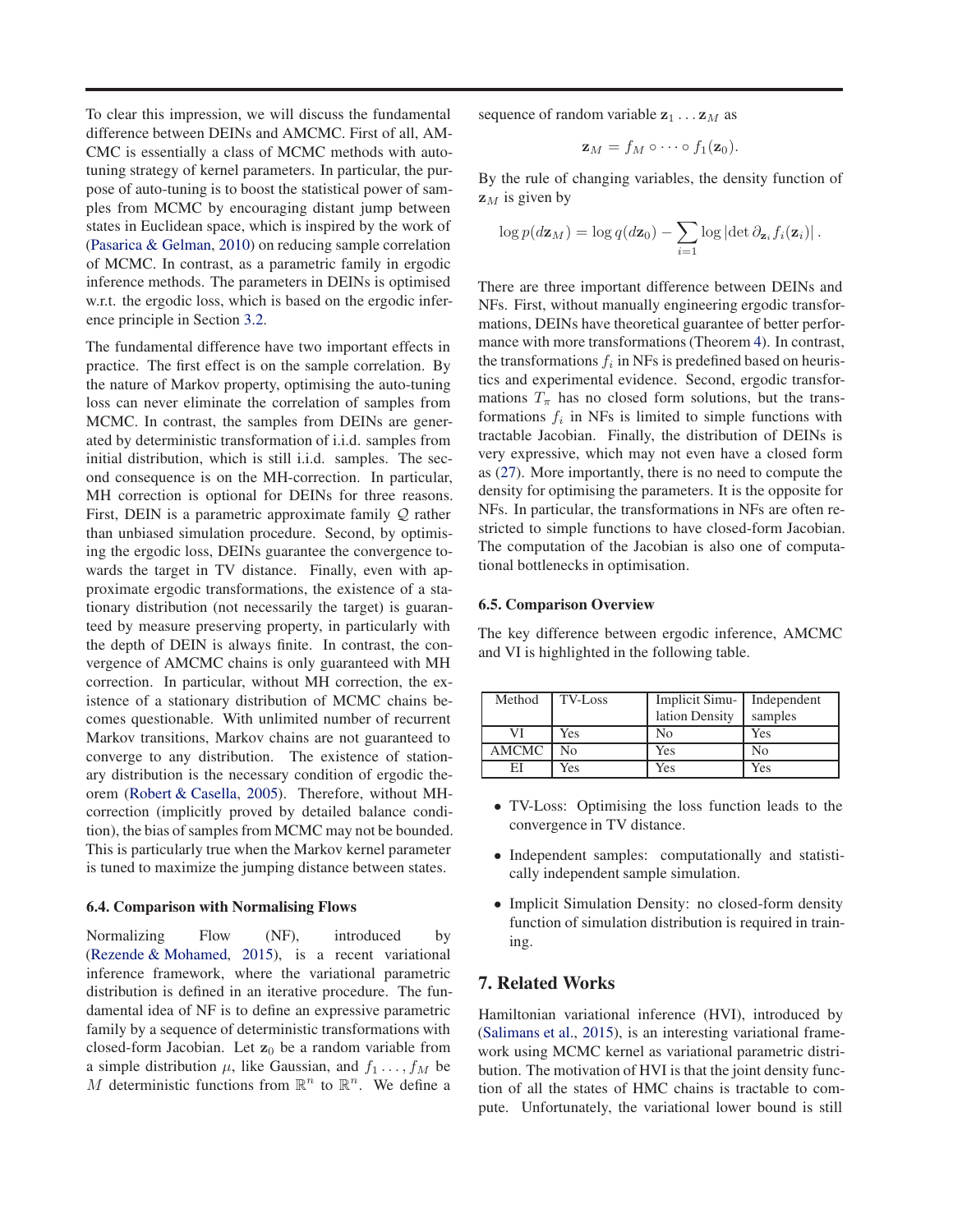To clear this impression, we will discuss the fundamental difference between DEINs and AMCMC. First of all, AMCMC is essentially a class of MCMC methods with auto-tuning strategy of kernel parameters. In particular, the purpose of auto-tuning is to boost the statistical power of samples from MCMC by encouraging distant jump between states in Euclidean space, which is inspired by the work of (Pasarica & Gelman, 2010) on reducing sample correlation of MCMC. In contrast, as a parametric family in ergodic inference methods. The parameters in DEINs is optimised w.r.t. the ergodic loss, which is based on the ergodic inference principle in Section 3.2.

The fundamental difference have two important effects in practice. The first effect is on the sample correlation. By the nature of Markov property, optimising the auto-tuning loss can never eliminate the correlation of samples from MCMC. In contrast, the samples from DEINs are generated by deterministic transformation of i.i.d. samples from initial distribution, which is still i.i.d. samples. The second consequence is on the MH-correction. In particular, MH correction is optional for DEINs for three reasons. First, DEIN is a parametric approximate family $\mathcal{Q}$ rather than unbiased simulation procedure. Second, by optimising the ergodic loss, DEINs guarantee the convergence towards the target in TV distance. Finally, even with approximate ergodic transformations, the existence of a stationary distribution (not necessarily the target) is guaranteed by measure preserving property, in particularly with the depth of DEIN is always finite. In contrast, the convergence of AMCMC chains is only guaranteed with MH correction. In particular, without MH correction, the existence of a stationary distribution of MCMC chains becomes questionable. With unlimited number of recurrent Markov transitions, Markov chains are not guaranteed to converge to any distribution. The existence of stationary distribution is the necessary condition of ergodic theorem (Robert & Casella, 2005). Therefore, without MH-correction (implicitly proved by detailed balance condition), the bias of samples from MCMC may not be bounded. This is particularly true when the Markov kernel parameter is tuned to maximize the jumping distance between states.

### 6.4. Comparison with Normalising Flows

Normalizing Flow (NF), introduced by (Rezende & Mohamed, 2015), is a recent variational inference framework, where the variational parametric distribution is defined in an iterative procedure. The fundamental idea of NF is to define an expressive parametric family by a sequence of deterministic transformations with closed-form Jacobian. Let $\mathbf{z}_0$ be a random variable from a simple distribution $\mu$, like Gaussian, and $f_1 \ldots, f_M$ be $M$ deterministic functions from $\mathbb{R}^n$ to $\mathbb{R}^n$. We define a sequence of random variable $\mathbf{z}_1 \ldots \mathbf{z}_M$ as

$$\mathbf{z}_M = f_M \circ \cdots \circ f_1(\mathbf{z}_0).$$

By the rule of changing variables, the density function of $\mathbf{z}_M$ is given by

$$\log p(d\mathbf{z}_M) = \log q(d\mathbf{z}_0) - \sum_{i=1} \log \left|\det \partial_{\mathbf{z}_i} f_i(\mathbf{z}_i)\right|.$$

There are three important difference between DEINs and NFs. First, without manually engineering ergodic transformations, DEINs have theoretical guarantee of better performance with more transformations (Theorem 4). In contrast, the transformations $f_i$ in NFs is predefined based on heuristics and experimental evidence. Second, ergodic transformations $T_\pi$ has no closed form solutions, but the transformations $f_i$ in NFs is limited to simple functions with tractable Jacobian. Finally, the distribution of DEINs is very expressive, which may not even have a closed form as (27). More importantly, there is no need to compute the density for optimising the parameters. It is the opposite for NFs. In particular, the transformations in NFs are often restricted to simple functions to have closed-form Jacobian. The computation of the Jacobian is also one of computational bottlenecks in optimisation.

### 6.5. Comparison Overview

The key difference between ergodic inference, AMCMC and VI is highlighted in the following table.

| Method | TV-Loss | Implicit Simulation Density | Independent samples |
|---|---|---|---|
| VI | Yes | No | Yes |
| AMCMC | No | Yes | No |
| EI | Yes | Yes | Yes |

- TV-Loss: Optimising the loss function leads to the convergence in TV distance.
- Independent samples: computationally and statistically independent sample simulation.
- Implicit Simulation Density: no closed-form density function of simulation distribution is required in training.

## 7. Related Works

Hamiltonian variational inference (HVI), introduced by (Salimans et al., 2015), is an interesting variational framework using MCMC kernel as variational parametric distribution. The motivation of HVI is that the joint density function of all the states of HMC chains is tractable to compute. Unfortunately, the variational lower bound is still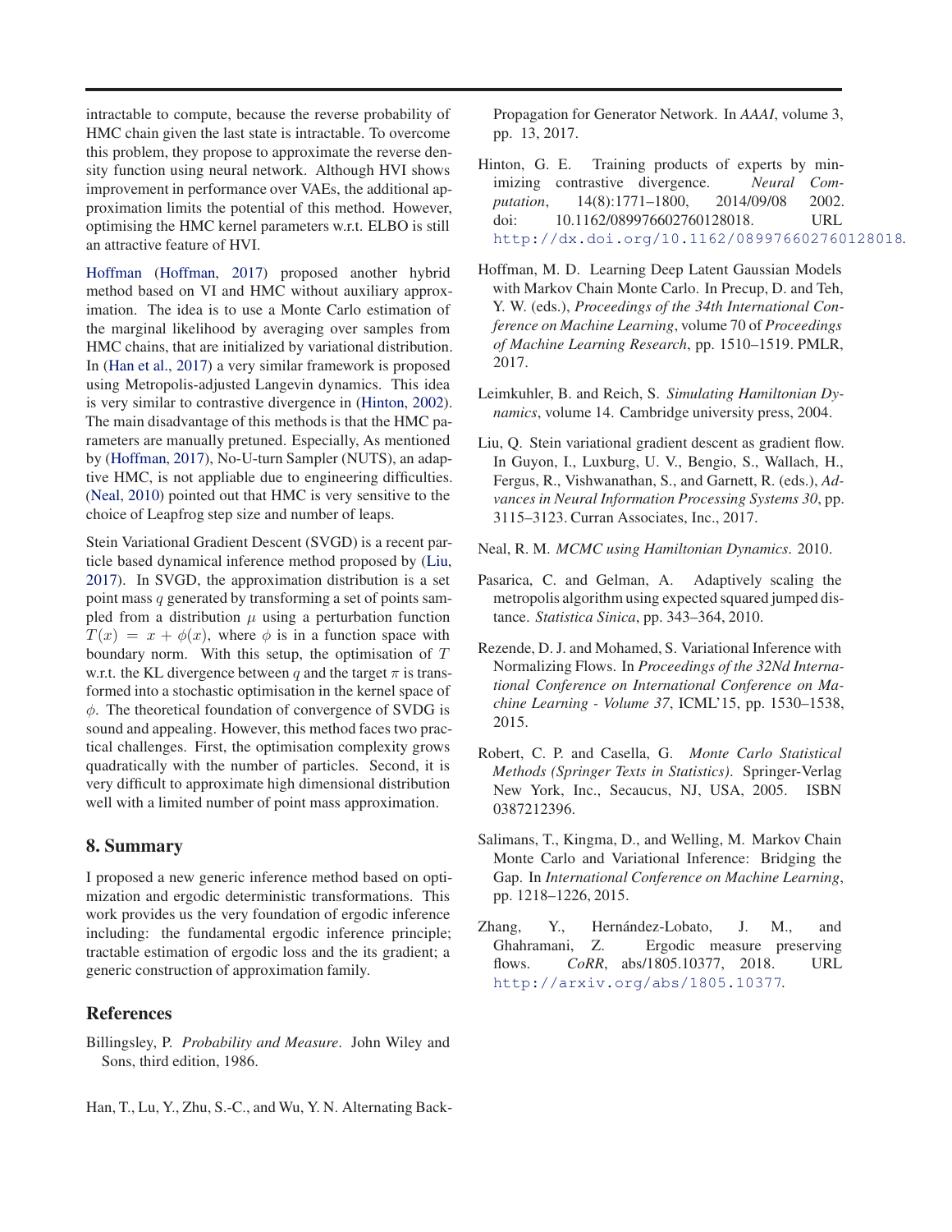intractable to compute, because the reverse probability of HMC chain given the last state is intractable. To overcome this problem, they propose to approximate the reverse density function using neural network. Although HVI shows improvement in performance over VAEs, the additional approximation limits the potential of this method. However, optimising the HMC kernel parameters w.r.t. ELBO is still an attractive feature of HVI.

Hoffman (Hoffman, 2017) proposed another hybrid method based on VI and HMC without auxiliary approximation. The idea is to use a Monte Carlo estimation of the marginal likelihood by averaging over samples from HMC chains, that are initialized by variational distribution. In (Han et al., 2017) a very similar framework is proposed using Metropolis-adjusted Langevin dynamics. This idea is very similar to contrastive divergence in (Hinton, 2002). The main disadvantage of this methods is that the HMC parameters are manually pretuned. Especially, As mentioned by (Hoffman, 2017), No-U-turn Sampler (NUTS), an adaptive HMC, is not appliable due to engineering difficulties. (Neal, 2010) pointed out that HMC is very sensitive to the choice of Leapfrog step size and number of leaps.

Stein Variational Gradient Descent (SVGD) is a recent particle based dynamical inference method proposed by (Liu, 2017). In SVGD, the approximation distribution is a set point mass $q$ generated by transforming a set of points sampled from a distribution $\mu$ using a perturbation function $T(x) = x + \phi(x)$, where $\phi$ is in a function space with boundary norm. With this setup, the optimisation of $T$ w.r.t. the KL divergence between $q$ and the target $\pi$ is transformed into a stochastic optimisation in the kernel space of $\phi$. The theoretical foundation of convergence of SVDG is sound and appealing. However, this method faces two practical challenges. First, the optimisation complexity grows quadratically with the number of particles. Second, it is very difficult to approximate high dimensional distribution well with a limited number of point mass approximation.

## 8. Summary

I proposed a new generic inference method based on optimization and ergodic deterministic transformations. This work provides us the very foundation of ergodic inference including: the fundamental ergodic inference principle; tractable estimation of ergodic loss and the its gradient; a generic construction of approximation family.

## References

Billingsley, P. *Probability and Measure*. John Wiley and Sons, third edition, 1986.

Han, T., Lu, Y., Zhu, S.-C., and Wu, Y. N. Alternating Back-Propagation for Generator Network. In *AAAI*, volume 3, pp. 13, 2017.

Hinton, G. E. Training products of experts by minimizing contrastive divergence. *Neural Computation*, 14(8):1771–1800, 2014/09/08 2002. doi: 10.1162/089976602760128018. URL http://dx.doi.org/10.1162/089976602760128018.

Hoffman, M. D. Learning Deep Latent Gaussian Models with Markov Chain Monte Carlo. In Precup, D. and Teh, Y. W. (eds.), *Proceedings of the 34th International Conference on Machine Learning*, volume 70 of *Proceedings of Machine Learning Research*, pp. 1510–1519. PMLR, 2017.

Leimkuhler, B. and Reich, S. *Simulating Hamiltonian Dynamics*, volume 14. Cambridge university press, 2004.

Liu, Q. Stein variational gradient descent as gradient flow. In Guyon, I., Luxburg, U. V., Bengio, S., Wallach, H., Fergus, R., Vishwanathan, S., and Garnett, R. (eds.), *Advances in Neural Information Processing Systems 30*, pp. 3115–3123. Curran Associates, Inc., 2017.

Neal, R. M. *MCMC using Hamiltonian Dynamics*. 2010.

Pasarica, C. and Gelman, A. Adaptively scaling the metropolis algorithm using expected squared jumped distance. *Statistica Sinica*, pp. 343–364, 2010.

Rezende, D. J. and Mohamed, S. Variational Inference with Normalizing Flows. In *Proceedings of the 32Nd International Conference on International Conference on Machine Learning - Volume 37*, ICML'15, pp. 1530–1538, 2015.

Robert, C. P. and Casella, G. *Monte Carlo Statistical Methods (Springer Texts in Statistics)*. Springer-Verlag New York, Inc., Secaucus, NJ, USA, 2005. ISBN 0387212396.

Salimans, T., Kingma, D., and Welling, M. Markov Chain Monte Carlo and Variational Inference: Bridging the Gap. In *International Conference on Machine Learning*, pp. 1218–1226, 2015.

Zhang, Y., Hernández-Lobato, J. M., and Ghahramani, Z. Ergodic measure preserving flows. *CoRR*, abs/1805.10377, 2018. URL http://arxiv.org/abs/1805.10377.